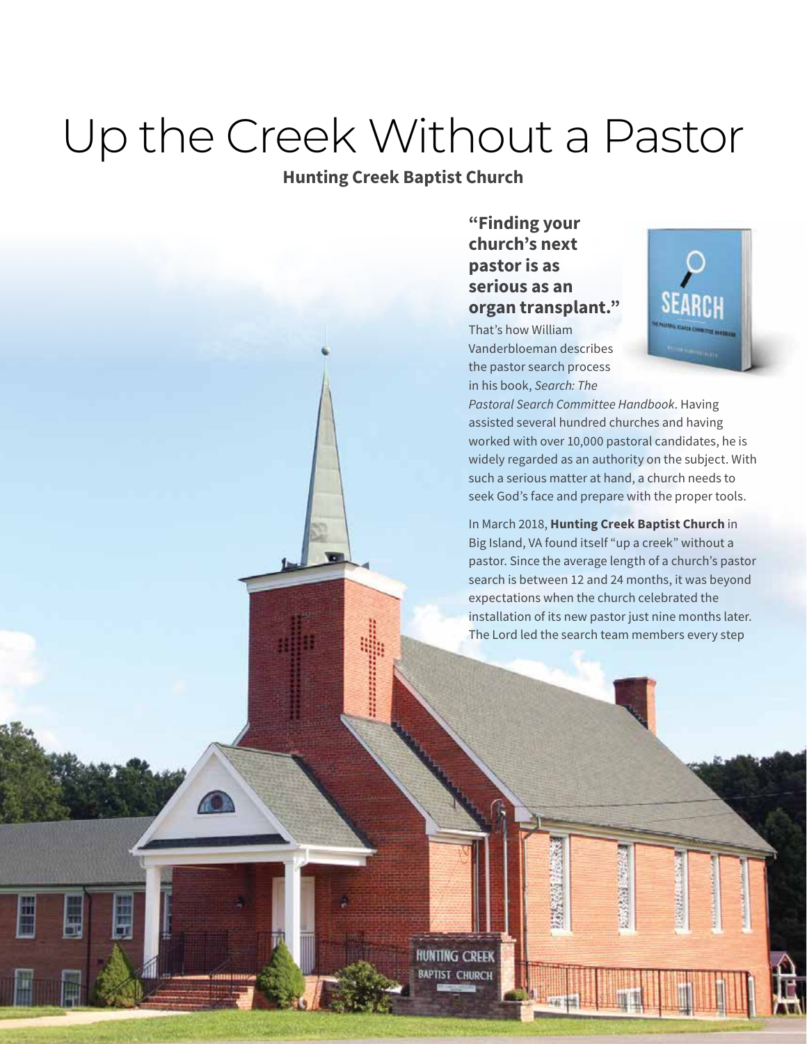# Up the Creek Without a Pastor

**Hunting Creek Baptist Church**

**"Finding your church's next pastor is as serious as an organ transplant."**

That's how William Vanderbloeman describes the pastor search process in his book, *Search: The Pastoral Search Committee Handbook*. Having assisted several hundred churches and having worked with over 10,000 pastoral candidates, he is widely regarded as an authority on the subject. With such a serious matter at hand, a church needs to seek God's face and prepare with the proper tools.

In March 2018, **Hunting Creek Baptist Church** in Big Island, VA found itself "up a creek" without a pastor. Since the average length of a church's pastor search is between 12 and 24 months, it was beyond expectations when the church celebrated the installation of its new pastor just nine months later. The Lord led the search team members every step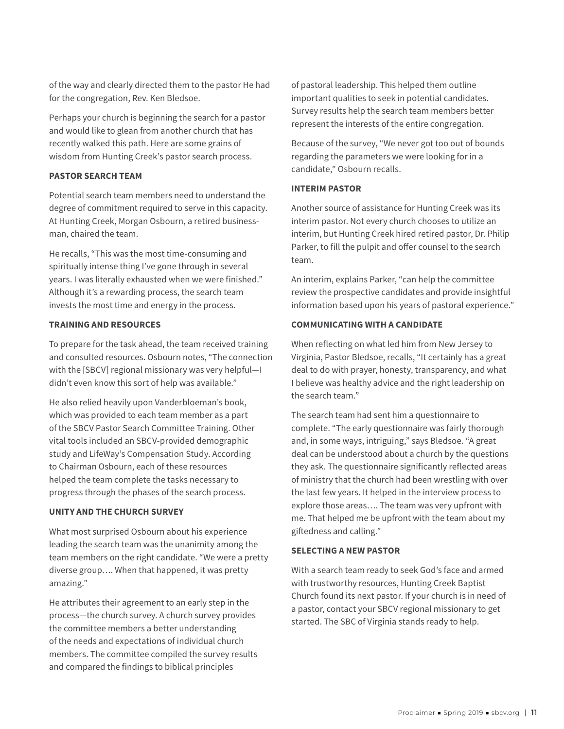of the way and clearly directed them to the pastor He had for the congregation, Rev. Ken Bledsoe.

Perhaps your church is beginning the search for a pastor and would like to glean from another church that has recently walked this path. Here are some grains of wisdom from Hunting Creek's pastor search process.

**PASTOR SEARCH TEAM**

Potential search team members need to understand the degree of commitment required to serve in this capacity. At Hunting Creek, Morgan Osbourn, a retired businessman, chaired the team.

He recalls, "This was the most time-consuming and spiritually intense thing I've gone through in several years. I was literally exhausted when we were finished." Although it's a rewarding process, the search team invests the most time and energy in the process.

**TRAINING AND RESOURCES**

To prepare for the task ahead, the team received training and consulted resources. Osbourn notes, "The connection with the [SBCV] regional missionary was very helpful—I didn't even know this sort of help was available."

He also relied heavily upon Vanderbloeman's book, which was provided to each team member as a part of the SBCV Pastor Search Committee Training. Other vital tools included an SBCV-provided demographic study and LifeWay's Compensation Study. According to Chairman Osbourn, each of these resources helped the team complete the tasks necessary to progress through the phases of the search process.

**UNITY AND THE CHURCH SURVEY**

What most surprised Osbourn about his experience leading the search team was the unanimity among the team members on the right candidate. "We were a pretty diverse group…. When that happened, it was pretty amazing."

He attributes their agreement to an early step in the process—the church survey. A church survey provides the committee members a better understanding of the needs and expectations of individual church members. The committee compiled the survey results and compared the findings to biblical principles of pastoral leadership. This helped them outline important qualities to seek in potential candidates. Survey results help the search team members better represent the interests of the entire congregation.

Because of the survey, "We never got too out of bounds regarding the parameters we were looking for in a candidate," Osbourn recalls.

**INTERIM PASTOR**

Another source of assistance for Hunting Creek was its interim pastor. Not every church chooses to utilize an interim, but Hunting Creek hired retired pastor, Dr. Philip Parker, to fill the pulpit and offer counsel to the search team.

An interim, explains Parker, "can help the committee review the prospective candidates and provide insightful information based upon his years of pastoral experience."

**COMMUNICATING WITH A CANDIDATE**

When reflecting on what led him from New Jersey to Virginia, Pastor Bledsoe, recalls, "It certainly has a great deal to do with prayer, honesty, transparency, and what I believe was healthy advice and the right leadership on the search team."

The search team had sent him a questionnaire to complete. "The early questionnaire was fairly thorough and, in some ways, intriguing," says Bledsoe. "A great deal can be understood about a church by the questions they ask. The questionnaire significantly reflected areas of ministry that the church had been wrestling with over the last few years. It helped in the interview process to explore those areas…. The team was very upfront with me. That helped me be upfront with the team about my giftedness and calling."

**SELECTING A NEW PASTOR**

With a search team ready to seek God's face and armed with trustworthy resources, Hunting Creek Baptist Church found its next pastor. If your church is in need of a pastor, contact your SBCV regional missionary to get started. The SBC of Virginia stands ready to help.